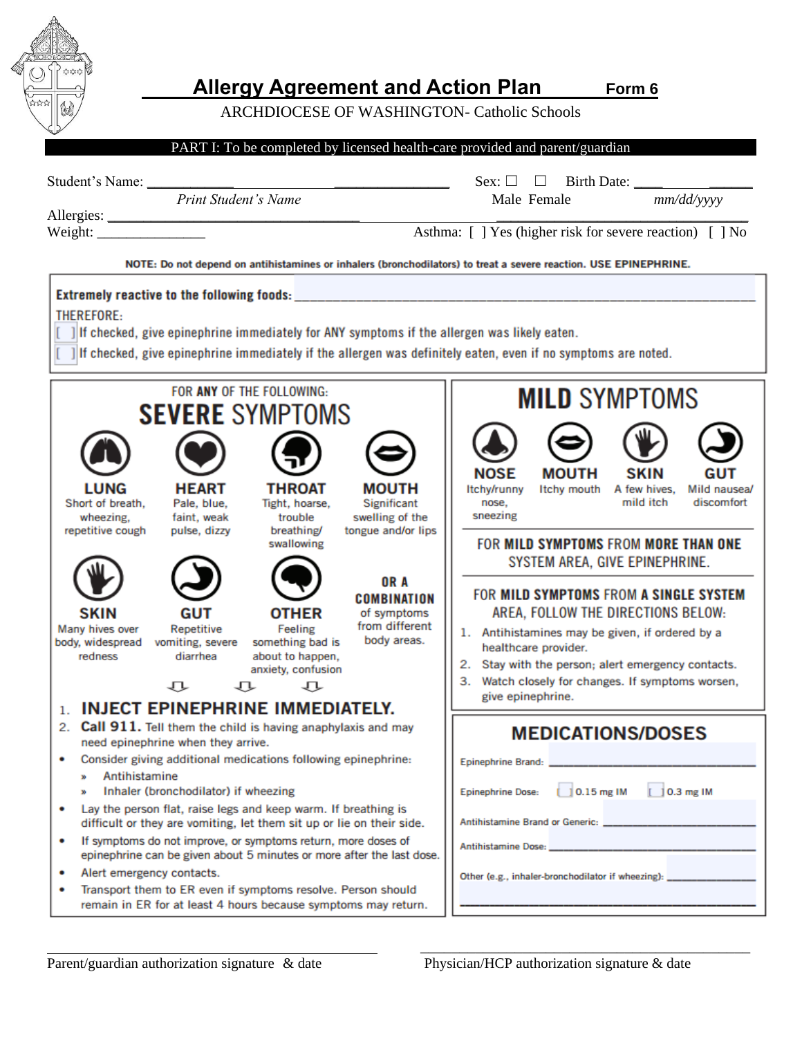# Allergy Agreement and Action Plan

**Form 6**

ARCHDIOCESE OF WASHINGTON- Catholic Schools

**PART I: To be completed by licensed health-care provided and parent/guardian**

Student's Name: ___________________________ *Print Student's Name*    Sex: ☐ ☐ Male Female    Birth Date: ____________ *mm/dd/yyyy*

Allergies: ______________________________________________________________

Weight: _______________    Asthma: [ ] Yes (higher risk for severe reaction) [ ] No

**NOTE: Do not depend on antihistamines or inhalers (bronchodilators) to treat a severe reaction. USE EPINEPHRINE.**

**Extremely reactive to the following foods:** ______________________________________________

THEREFORE:

[ ] If checked, give epinephrine immediately for ANY symptoms if the allergen was likely eaten.

[ ] If checked, give epinephrine immediately if the allergen was definitely eaten, even if no symptoms are noted.

## FOR **ANY** OF THE FOLLOWING: **SEVERE** SYMPTOMS

- **LUNG** – Short of breath, wheezing, repetitive cough
- **HEART** – Pale, blue, faint, weak pulse, dizzy
- **THROAT** – Tight, hoarse, trouble breathing/ swallowing
- **MOUTH** – Significant swelling of the tongue and/or lips
- **SKIN** – Many hives over body, widespread redness
- **GUT** – Repetitive vomiting, severe diarrhea
- **OTHER** – Feeling something bad is about to happen, anxiety, confusion
- **OR A COMBINATION** of symptoms from different body areas.

1. **INJECT EPINEPHRINE IMMEDIATELY.**
2. **Call 911.** Tell them the child is having anaphylaxis and may need epinephrine when they arrive.

- Consider giving additional medications following epinephrine:
  - Antihistamine
  - Inhaler (bronchodilator) if wheezing
- Lay the person flat, raise legs and keep warm. If breathing is difficult or they are vomiting, let them sit up or lie on their side.
- If symptoms do not improve, or symptoms return, more doses of epinephrine can be given about 5 minutes or more after the last dose.
- Alert emergency contacts.
- Transport them to ER even if symptoms resolve. Person should remain in ER for at least 4 hours because symptoms may return.

## **MILD** SYMPTOMS

- **NOSE** – Itchy/runny nose, sneezing
- **MOUTH** – Itchy mouth
- **SKIN** – A few hives, mild itch
- **GUT** – Mild nausea/ discomfort

FOR **MILD SYMPTOMS** FROM **MORE THAN ONE** SYSTEM AREA, GIVE EPINEPHRINE.

FOR **MILD SYMPTOMS** FROM **A SINGLE SYSTEM** AREA, FOLLOW THE DIRECTIONS BELOW:

1. Antihistamines may be given, if ordered by a healthcare provider.
2. Stay with the person; alert emergency contacts.
3. Watch closely for changes. If symptoms worsen, give epinephrine.

## MEDICATIONS/DOSES

Epinephrine Brand: ______________________________

Epinephrine Dose: [ ] 0.15 mg IM [ ] 0.3 mg IM

Antihistamine Brand or Generic: ______________________________

Antihistamine Dose: ______________________________

Other (e.g., inhaler-bronchodilator if wheezing): ______________________________

______________________________________________

______________________________    ______________________________

Parent/guardian authorization signature & date    Physician/HCP authorization signature & date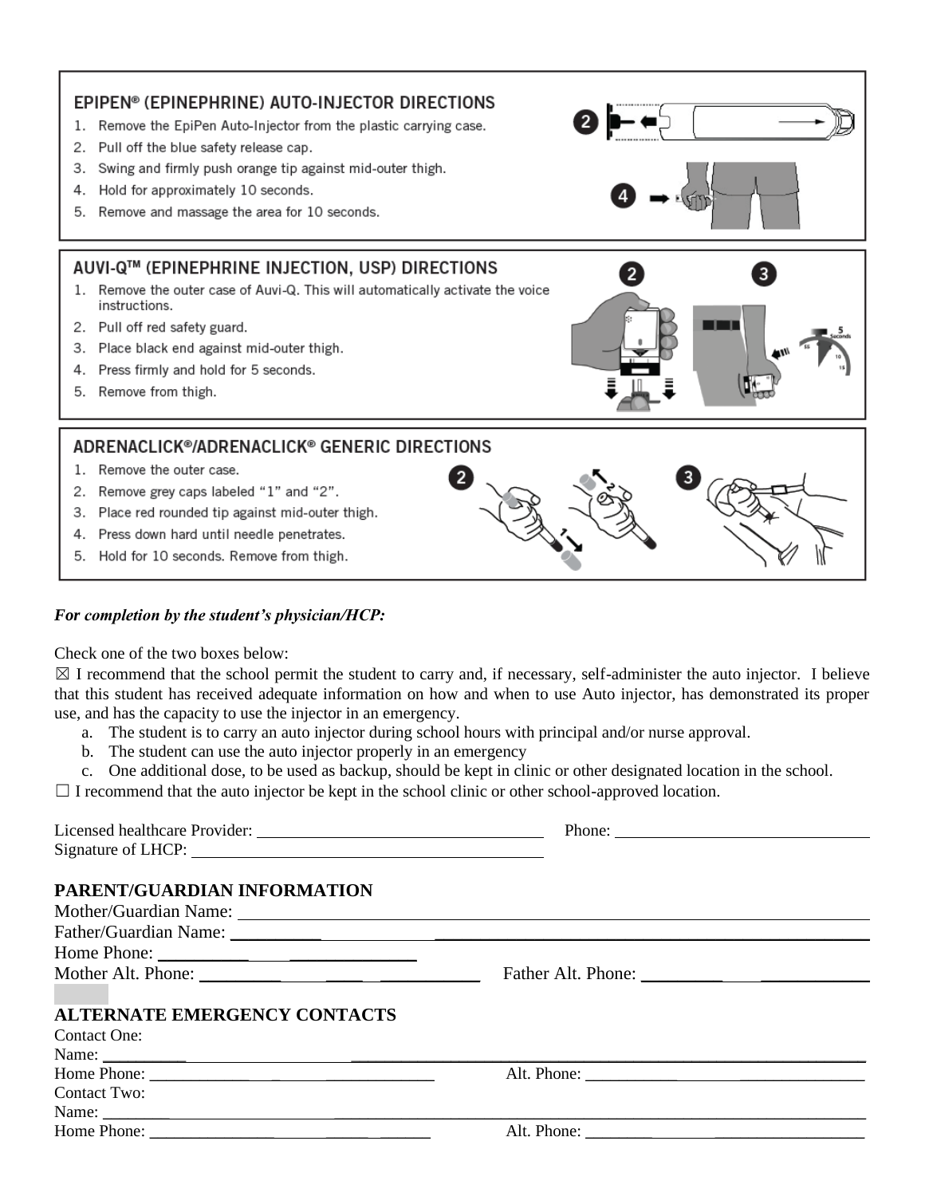## EPIPEN® (EPINEPHRINE) AUTO-INJECTOR DIRECTIONS

1. Remove the EpiPen Auto-Injector from the plastic carrying case.
2. Pull off the blue safety release cap.
3. Swing and firmly push orange tip against mid-outer thigh.
4. Hold for approximately 10 seconds.
5. Remove and massage the area for 10 seconds.

## AUVI-Q™ (EPINEPHRINE INJECTION, USP) DIRECTIONS

1. Remove the outer case of Auvi-Q. This will automatically activate the voice instructions.
2. Pull off red safety guard.
3. Place black end against mid-outer thigh.
4. Press firmly and hold for 5 seconds.
5. Remove from thigh.

## ADRENACLICK®/ADRENACLICK® GENERIC DIRECTIONS

1. Remove the outer case.
2. Remove grey caps labeled "1" and "2".
3. Place red rounded tip against mid-outer thigh.
4. Press down hard until needle penetrates.
5. Hold for 10 seconds. Remove from thigh.

***For completion by the student's physician/HCP:***

Check one of the two boxes below:

☒ I recommend that the school permit the student to carry and, if necessary, self-administer the auto injector. I believe that this student has received adequate information on how and when to use Auto injector, has demonstrated its proper use, and has the capacity to use the injector in an emergency.

a. The student is to carry an auto injector during school hours with principal and/or nurse approval.
b. The student can use the auto injector properly in an emergency
c. One additional dose, to be used as backup, should be kept in clinic or other designated location in the school.

☐ I recommend that the auto injector be kept in the school clinic or other school-approved location.

Licensed healthcare Provider: ______________________ Phone: ______________________

Signature of LHCP: ______________________

## PARENT/GUARDIAN INFORMATION

Mother/Guardian Name: ______________________

Father/Guardian Name: ______________________

Home Phone: ______________________

Mother Alt. Phone: ______________________ Father Alt. Phone: ______________________

## ALTERNATE EMERGENCY CONTACTS

Contact One:

Name: ______________________

Home Phone: ______________________ Alt. Phone: ______________________

Contact Two:

Name: ______________________

Home Phone: ______________________ Alt. Phone: ______________________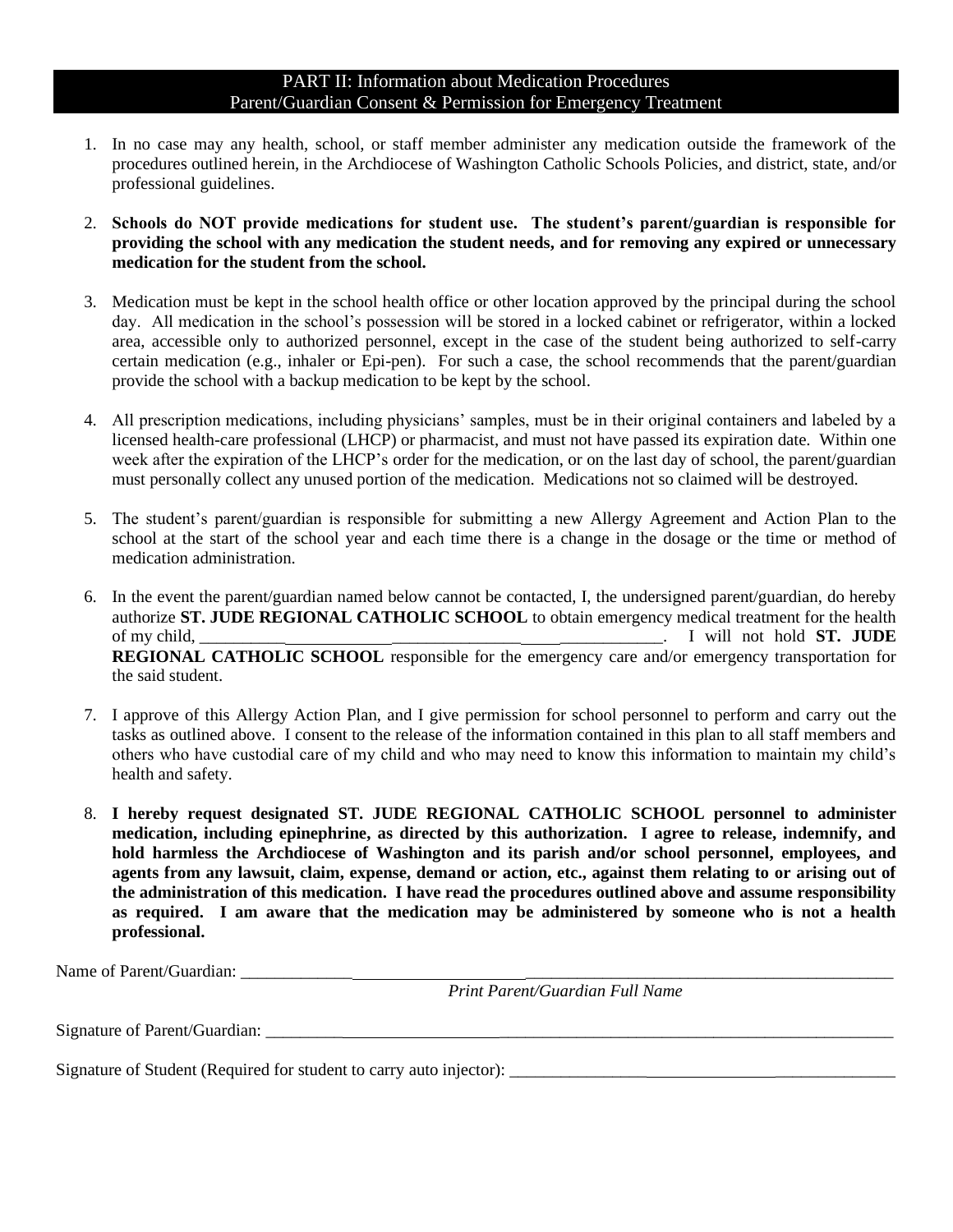## PART II: Information about Medication Procedures
## Parent/Guardian Consent & Permission for Emergency Treatment

1. In no case may any health, school, or staff member administer any medication outside the framework of the procedures outlined herein, in the Archdiocese of Washington Catholic Schools Policies, and district, state, and/or professional guidelines.

2. **Schools do NOT provide medications for student use. The student's parent/guardian is responsible for providing the school with any medication the student needs, and for removing any expired or unnecessary medication for the student from the school.**

3. Medication must be kept in the school health office or other location approved by the principal during the school day. All medication in the school's possession will be stored in a locked cabinet or refrigerator, within a locked area, accessible only to authorized personnel, except in the case of the student being authorized to self-carry certain medication (e.g., inhaler or Epi-pen). For such a case, the school recommends that the parent/guardian provide the school with a backup medication to be kept by the school.

4. All prescription medications, including physicians' samples, must be in their original containers and labeled by a licensed health-care professional (LHCP) or pharmacist, and must not have passed its expiration date. Within one week after the expiration of the LHCP's order for the medication, or on the last day of school, the parent/guardian must personally collect any unused portion of the medication. Medications not so claimed will be destroyed.

5. The student's parent/guardian is responsible for submitting a new Allergy Agreement and Action Plan to the school at the start of the school year and each time there is a change in the dosage or the time or method of medication administration.

6. In the event the parent/guardian named below cannot be contacted, I, the undersigned parent/guardian, do hereby authorize **ST. JUDE REGIONAL CATHOLIC SCHOOL** to obtain emergency medical treatment for the health of my child, ________________________________________________. I will not hold **ST. JUDE REGIONAL CATHOLIC SCHOOL** responsible for the emergency care and/or emergency transportation for the said student.

7. I approve of this Allergy Action Plan, and I give permission for school personnel to perform and carry out the tasks as outlined above. I consent to the release of the information contained in this plan to all staff members and others who have custodial care of my child and who may need to know this information to maintain my child's health and safety.

8. **I hereby request designated ST. JUDE REGIONAL CATHOLIC SCHOOL personnel to administer medication, including epinephrine, as directed by this authorization. I agree to release, indemnify, and hold harmless the Archdiocese of Washington and its parish and/or school personnel, employees, and agents from any lawsuit, claim, expense, demand or action, etc., against them relating to or arising out of the administration of this medication. I have read the procedures outlined above and assume responsibility as required. I am aware that the medication may be administered by someone who is not a health professional.**

Name of Parent/Guardian: ________________________________________________________________________________
*Print Parent/Guardian Full Name*

Signature of Parent/Guardian: ________________________________________________________________________________

Signature of Student (Required for student to carry auto injector): ______________________________________________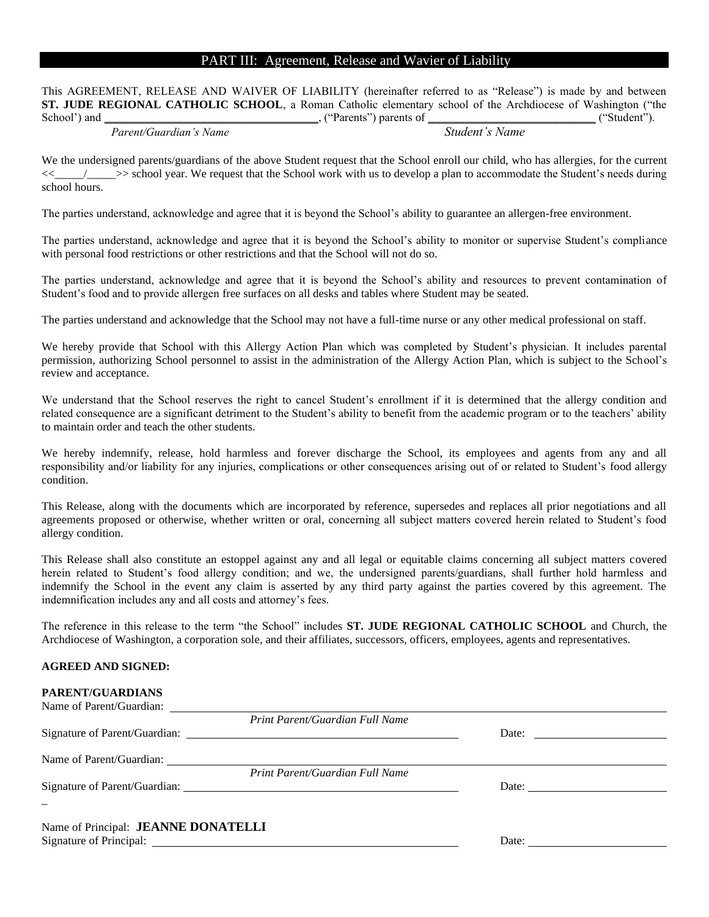## PART III: Agreement, Release and Wavier of Liability

This AGREEMENT, RELEASE AND WAIVER OF LIABILITY (hereinafter referred to as "Release") is made by and between **ST. JUDE REGIONAL CATHOLIC SCHOOL**, a Roman Catholic elementary school of the Archdiocese of Washington ("the School') and **\_\_\_\_\_\_\_\_\_\_\_\_\_\_\_\_\_\_\_\_\_\_\_\_\_\_\_\_\_\_\_\_\_\_\_\_**, ("Parents") parents of **\_\_\_\_\_\_\_\_\_\_\_\_\_\_\_\_\_\_\_\_\_\_\_\_\_\_\_\_\_\_** ("Student").

*Parent/Guardian's Name* *Student's Name*

We the undersigned parents/guardians of the above Student request that the School enroll our child, who has allergies, for the current <<\_\_\_\_\_/\_\_\_\_\_>> school year. We request that the School work with us to develop a plan to accommodate the Student's needs during school hours.

The parties understand, acknowledge and agree that it is beyond the School's ability to guarantee an allergen-free environment.

The parties understand, acknowledge and agree that it is beyond the School's ability to monitor or supervise Student's compliance with personal food restrictions or other restrictions and that the School will not do so.

The parties understand, acknowledge and agree that it is beyond the School's ability and resources to prevent contamination of Student's food and to provide allergen free surfaces on all desks and tables where Student may be seated.

The parties understand and acknowledge that the School may not have a full-time nurse or any other medical professional on staff.

We hereby provide that School with this Allergy Action Plan which was completed by Student's physician. It includes parental permission, authorizing School personnel to assist in the administration of the Allergy Action Plan, which is subject to the School's review and acceptance.

We understand that the School reserves the right to cancel Student's enrollment if it is determined that the allergy condition and related consequence are a significant detriment to the Student's ability to benefit from the academic program or to the teachers' ability to maintain order and teach the other students.

We hereby indemnify, release, hold harmless and forever discharge the School, its employees and agents from any and all responsibility and/or liability for any injuries, complications or other consequences arising out of or related to Student's food allergy condition.

This Release, along with the documents which are incorporated by reference, supersedes and replaces all prior negotiations and all agreements proposed or otherwise, whether written or oral, concerning all subject matters covered herein related to Student's food allergy condition.

This Release shall also constitute an estoppel against any and all legal or equitable claims concerning all subject matters covered herein related to Student's food allergy condition; and we, the undersigned parents/guardians, shall further hold harmless and indemnify the School in the event any claim is asserted by any third party against the parties covered by this agreement. The indemnification includes any and all costs and attorney's fees.

The reference in this release to the term "the School" includes **ST. JUDE REGIONAL CATHOLIC SCHOOL** and Church, the Archdiocese of Washington, a corporation sole, and their affiliates, successors, officers, employees, agents and representatives.

**AGREED AND SIGNED:**

**PARENT/GUARDIANS**

Name of Parent/Guardian: \_\_\_\_\_\_\_\_\_\_\_\_\_\_\_\_\_\_\_\_\_\_\_\_\_\_\_\_\_\_\_\_\_\_\_\_\_\_\_\_

*Print Parent/Guardian Full Name*

Signature of Parent/Guardian: \_\_\_\_\_\_\_\_\_\_\_\_\_\_\_\_\_\_\_\_\_\_\_\_\_\_\_\_\_\_ Date: \_\_\_\_\_\_\_\_\_\_\_\_\_\_\_\_

Name of Parent/Guardian: \_\_\_\_\_\_\_\_\_\_\_\_\_\_\_\_\_\_\_\_\_\_\_\_\_\_\_\_\_\_\_\_\_\_\_\_\_\_\_\_

*Print Parent/Guardian Full Name*

Signature of Parent/Guardian: \_\_\_\_\_\_\_\_\_\_\_\_\_\_\_\_\_\_\_\_\_\_\_\_\_\_\_\_\_\_ Date: \_\_\_\_\_\_\_\_\_\_\_\_\_\_\_\_

Name of Principal: **JEANNE DONATELLI**

Signature of Principal: \_\_\_\_\_\_\_\_\_\_\_\_\_\_\_\_\_\_\_\_\_\_\_\_\_\_\_\_\_\_ Date: \_\_\_\_\_\_\_\_\_\_\_\_\_\_\_\_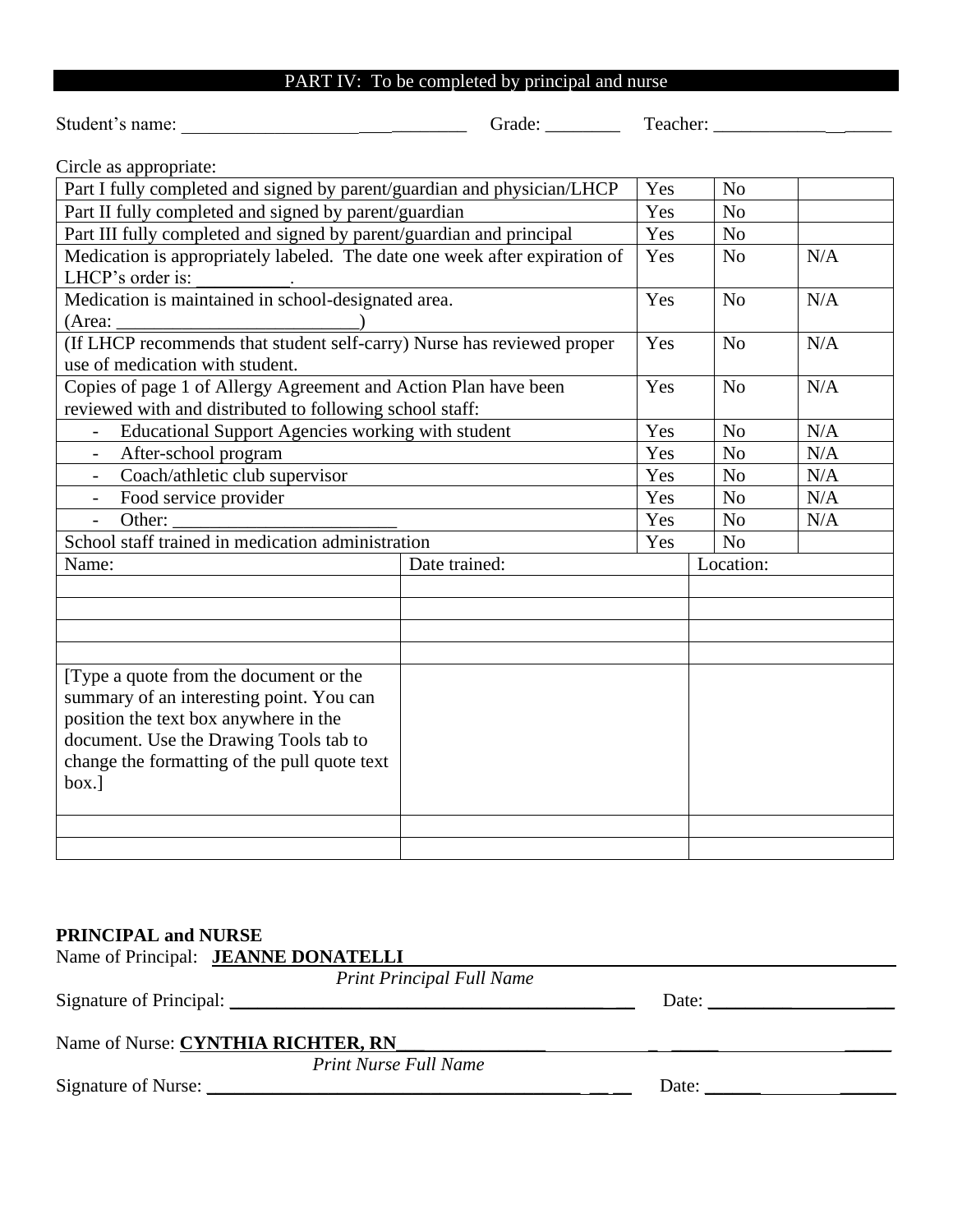## PART IV: To be completed by principal and nurse

Student's name: ______________________________ Grade: ________ Teacher: ___________________

Circle as appropriate:

| | | | |
|---|---|---|---|
| Part I fully completed and signed by parent/guardian and physician/LHCP | Yes | No | |
| Part II fully completed and signed by parent/guardian | Yes | No | |
| Part III fully completed and signed by parent/guardian and principal | Yes | No | |
| Medication is appropriately labeled. The date one week after expiration of LHCP's order is: __________. | Yes | No | N/A |
| Medication is maintained in school-designated area. (Area: __________________________) | Yes | No | N/A |
| (If LHCP recommends that student self-carry) Nurse has reviewed proper use of medication with student. | Yes | No | N/A |
| Copies of page 1 of Allergy Agreement and Action Plan have been reviewed with and distributed to following school staff: | Yes | No | N/A |
| - Educational Support Agencies working with student | Yes | No | N/A |
| - After-school program | Yes | No | N/A |
| - Coach/athletic club supervisor | Yes | No | N/A |
| - Food service provider | Yes | No | N/A |
| - Other: ________________________ | Yes | No | N/A |
| School staff trained in medication administration | Yes | No | |

| Name: | Date trained: | Location: |
|---|---|---|
| | | |
| | | |
| | | |
| | | |
| [Type a quote from the document or the summary of an interesting point. You can position the text box anywhere in the document. Use the Drawing Tools tab to change the formatting of the pull quote text box.] | | |
| | | |
| | | |

**PRINCIPAL and NURSE**

Name of Principal: **JEANNE DONATELLI**

*Print Principal Full Name*

Signature of Principal: ____________________________________________ Date: ____________________

Name of Nurse: **CYNTHIA RICHTER, RN**

*Print Nurse Full Name*

Signature of Nurse: ____________________________________________ Date: ____________________